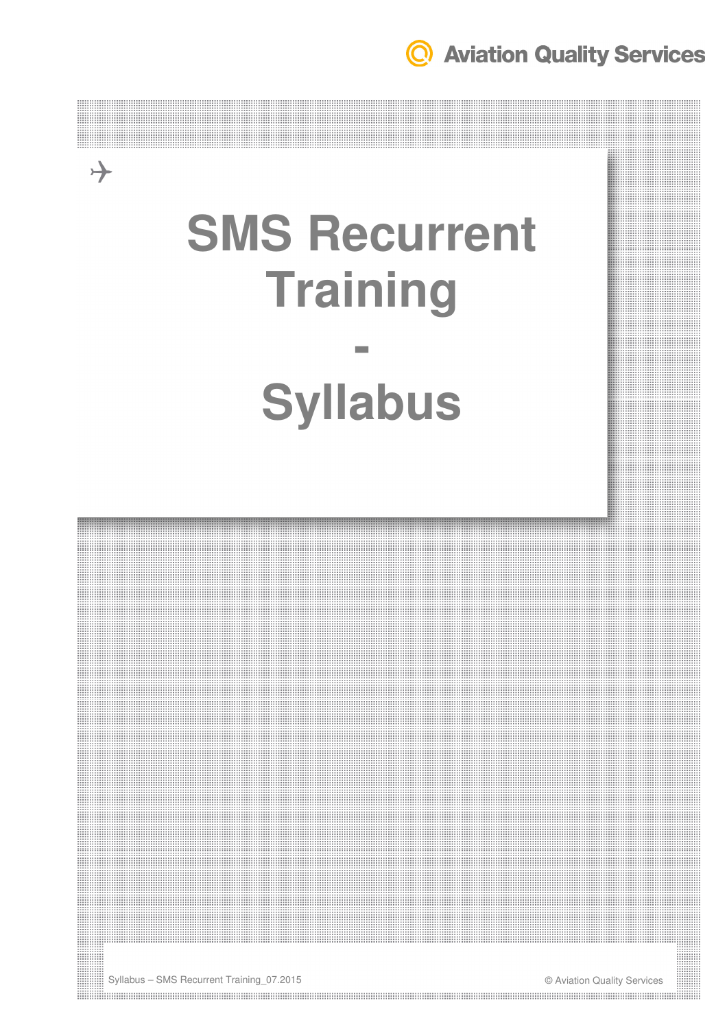Aviation Quality Services

# SMS Recurrent Training

# -

# Syllabus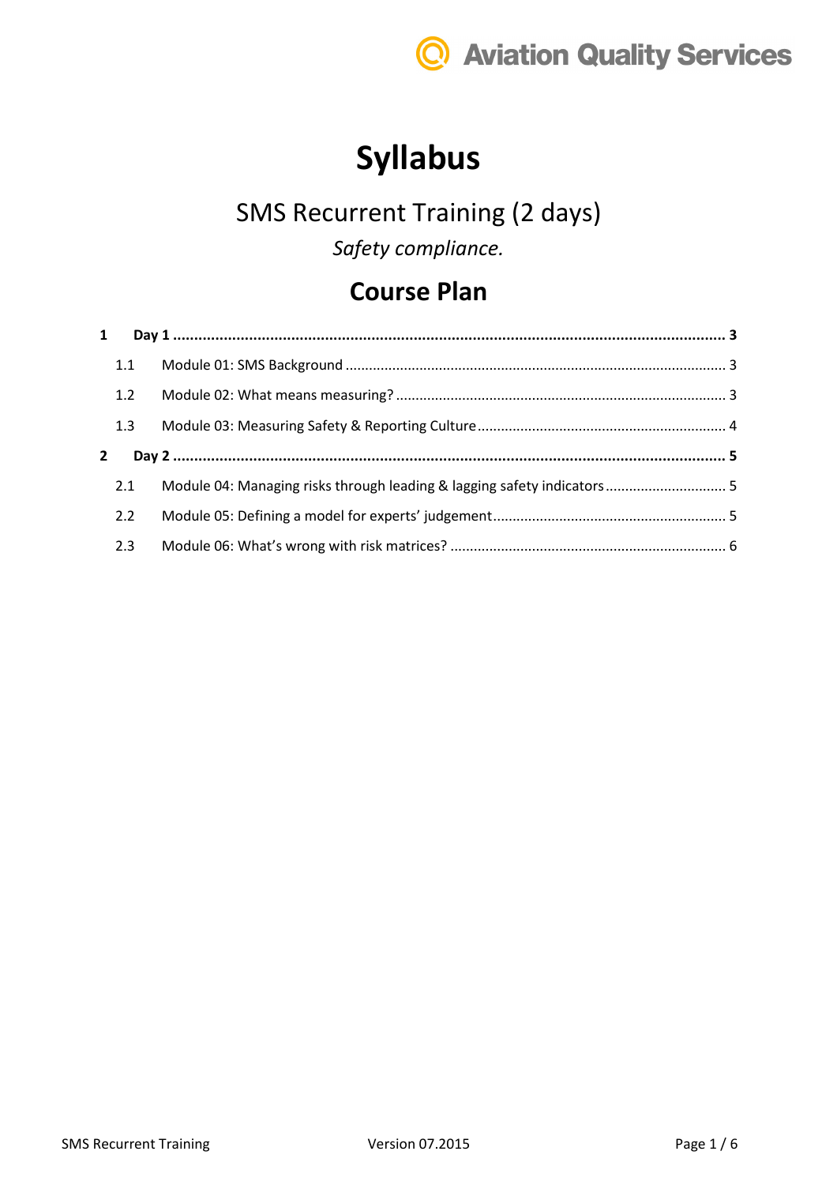# Syllabus

## SMS Recurrent Training (2 days)

*Safety compliance.*

## Course Plan

**1 Day 1 ........................................................................................................................ 3**

1.1 Module 01: SMS Background ........................................................................................ 3

1.2 Module 02: What means measuring? .............................................................................. 3

1.3 Module 03: Measuring Safety & Reporting Culture ........................................................ 4

**2 Day 2 ........................................................................................................................ 5**

2.1 Module 04: Managing risks through leading & lagging safety indicators ........................ 5

2.2 Module 05: Defining a model for experts' judgement ..................................................... 5

2.3 Module 06: What's wrong with risk matrices? ................................................................ 6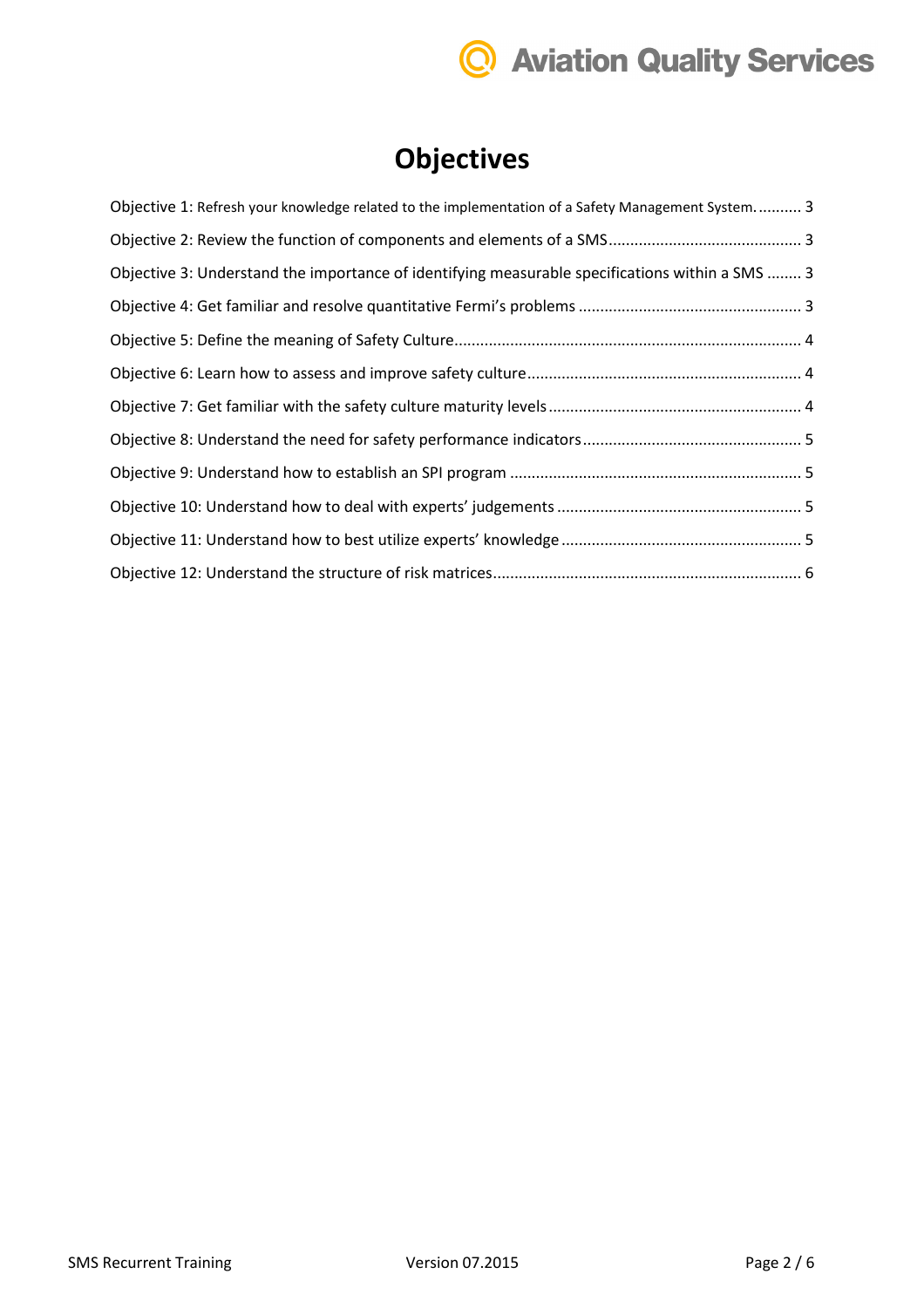# Objectives

Objective 1: Refresh your knowledge related to the implementation of a Safety Management System. .......... 3

Objective 2: Review the function of components and elements of a SMS ............................................ 3

Objective 3: Understand the importance of identifying measurable specifications within a SMS ........ 3

Objective 4: Get familiar and resolve quantitative Fermi's problems ................................................... 3

Objective 5: Define the meaning of Safety Culture ................................................................................ 4

Objective 6: Learn how to assess and improve safety culture ............................................................... 4

Objective 7: Get familiar with the safety culture maturity levels .......................................................... 4

Objective 8: Understand the need for safety performance indicators .................................................. 5

Objective 9: Understand how to establish an SPI program ................................................................... 5

Objective 10: Understand how to deal with experts' judgements ........................................................ 5

Objective 11: Understand how to best utilize experts' knowledge ....................................................... 5

Objective 12: Understand the structure of risk matrices ....................................................................... 6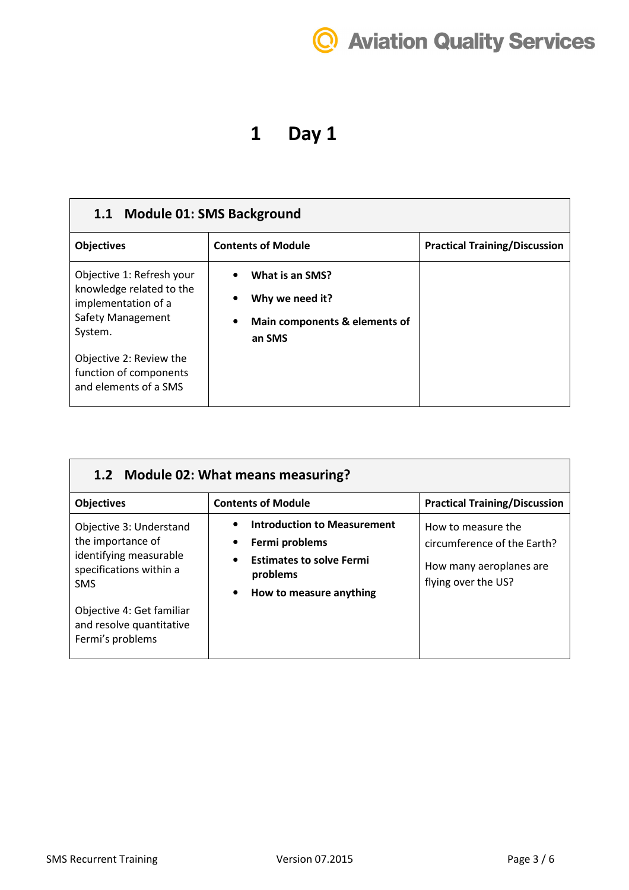# 1 Day 1

| 1.1 Module 01: SMS Background | | |
|---|---|---|
| **Objectives** | **Contents of Module** | **Practical Training/Discussion** |
| Objective 1: Refresh your knowledge related to the implementation of a Safety Management System.<br><br>Objective 2: Review the function of components and elements of a SMS | • **What is an SMS?**<br>• **Why we need it?**<br>• **Main components & elements of an SMS** | |

| 1.2 Module 02: What means measuring? | | |
|---|---|---|
| **Objectives** | **Contents of Module** | **Practical Training/Discussion** |
| Objective 3: Understand the importance of identifying measurable specifications within a SMS<br><br>Objective 4: Get familiar and resolve quantitative Fermi's problems | • **Introduction to Measurement**<br>• **Fermi problems**<br>• **Estimates to solve Fermi problems**<br>• **How to measure anything** | How to measure the circumference of the Earth?<br><br>How many aeroplanes are flying over the US? |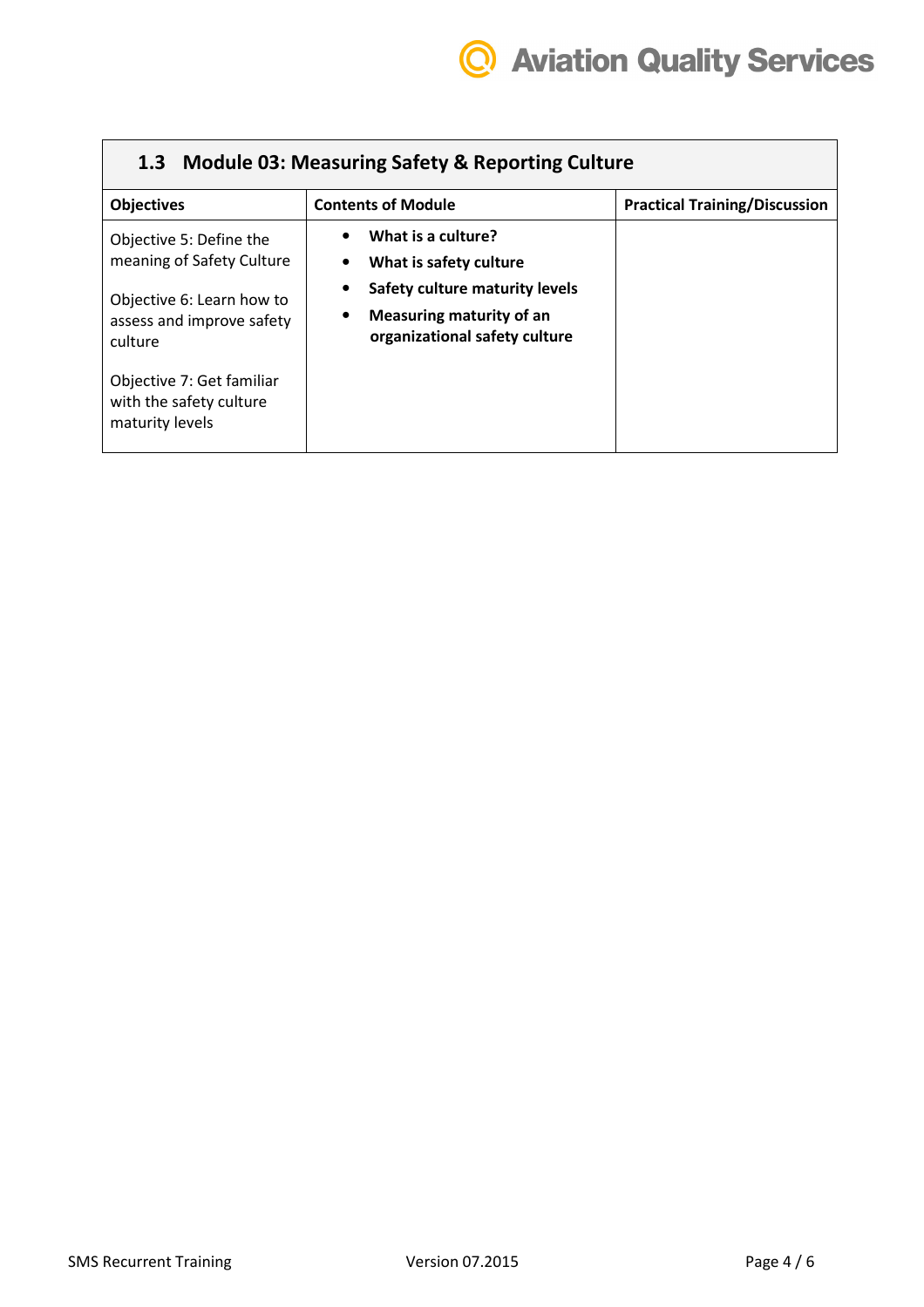## 1.3 Module 03: Measuring Safety & Reporting Culture

| Objectives | Contents of Module | Practical Training/Discussion |
|---|---|---|
| Objective 5: Define the meaning of Safety Culture<br><br>Objective 6: Learn how to assess and improve safety culture<br><br>Objective 7: Get familiar with the safety culture maturity levels | • **What is a culture?**<br>• **What is safety culture**<br>• **Safety culture maturity levels**<br>• **Measuring maturity of an organizational safety culture** | |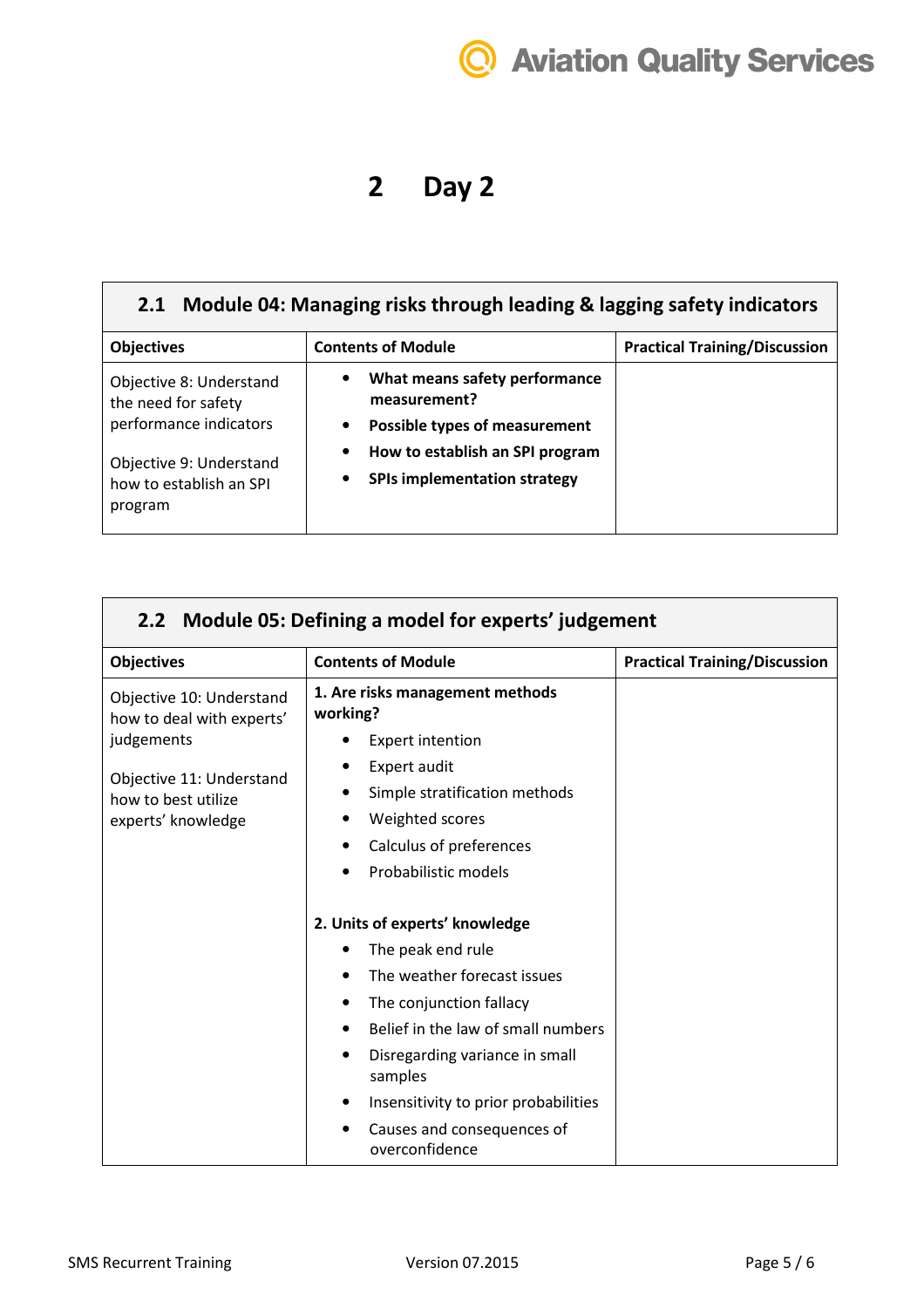# 2 Day 2

| 2.1 Module 04: Managing risks through leading & lagging safety indicators | | |
|---|---|---|
| **Objectives** | **Contents of Module** | **Practical Training/Discussion** |
| Objective 8: Understand the need for safety performance indicators<br><br>Objective 9: Understand how to establish an SPI program | • **What means safety performance measurement?**<br>• **Possible types of measurement**<br>• **How to establish an SPI program**<br>• **SPIs implementation strategy** | |

| 2.2 Module 05: Defining a model for experts' judgement | | |
|---|---|---|
| **Objectives** | **Contents of Module** | **Practical Training/Discussion** |
| Objective 10: Understand how to deal with experts' judgements<br><br>Objective 11: Understand how to best utilize experts' knowledge | **1. Are risks management methods working?**<br>• Expert intention<br>• Expert audit<br>• Simple stratification methods<br>• Weighted scores<br>• Calculus of preferences<br>• Probabilistic models<br><br>**2. Units of experts' knowledge**<br>• The peak end rule<br>• The weather forecast issues<br>• The conjunction fallacy<br>• Belief in the law of small numbers<br>• Disregarding variance in small samples<br>• Insensitivity to prior probabilities<br>• Causes and consequences of overconfidence | |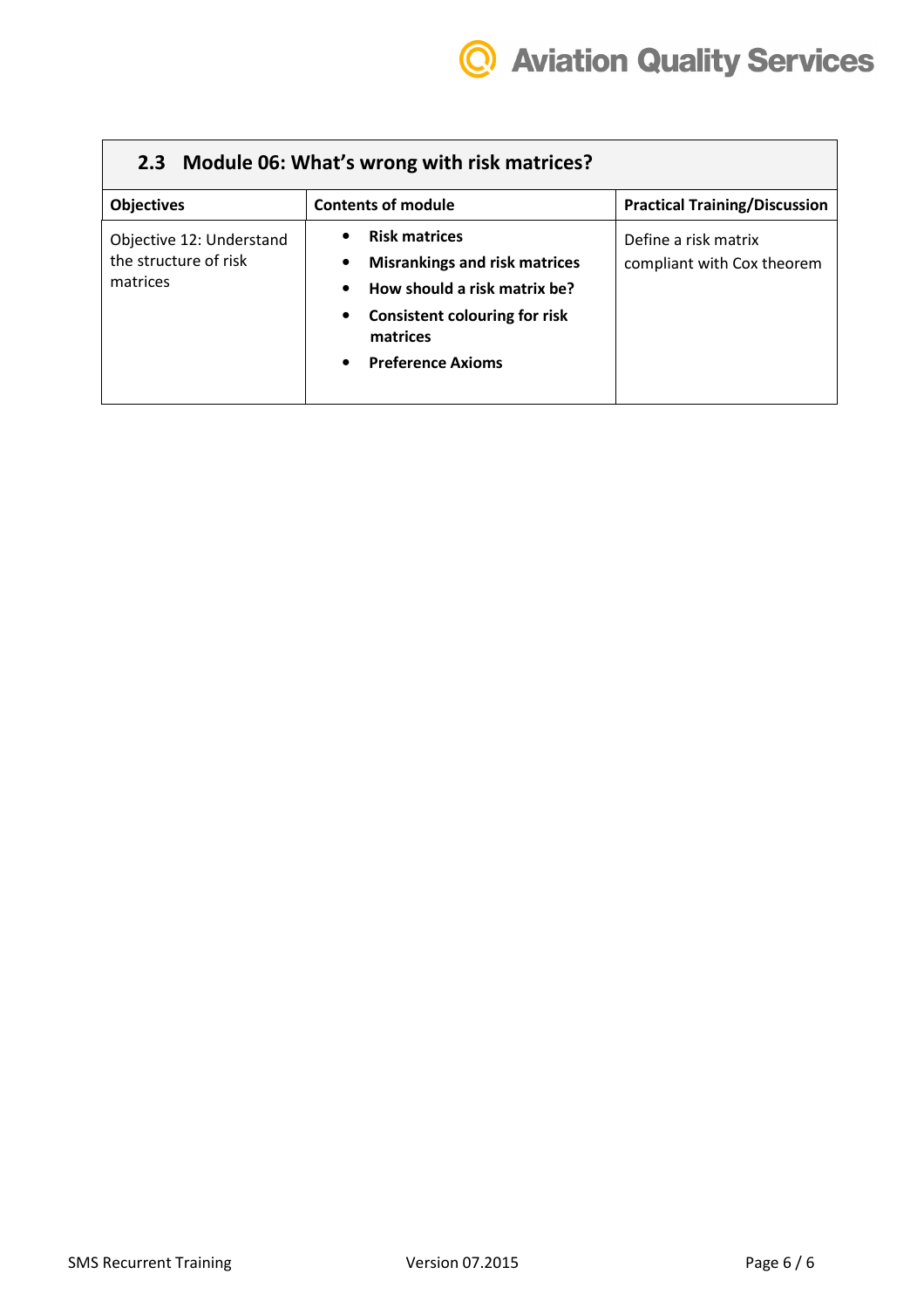## 2.3 Module 06: What's wrong with risk matrices?

| Objectives | Contents of module | Practical Training/Discussion |
|---|---|---|
| Objective 12: Understand the structure of risk matrices | • **Risk matrices**<br>• **Misrankings and risk matrices**<br>• **How should a risk matrix be?**<br>• **Consistent colouring for risk matrices**<br>• **Preference Axioms** | Define a risk matrix compliant with Cox theorem |